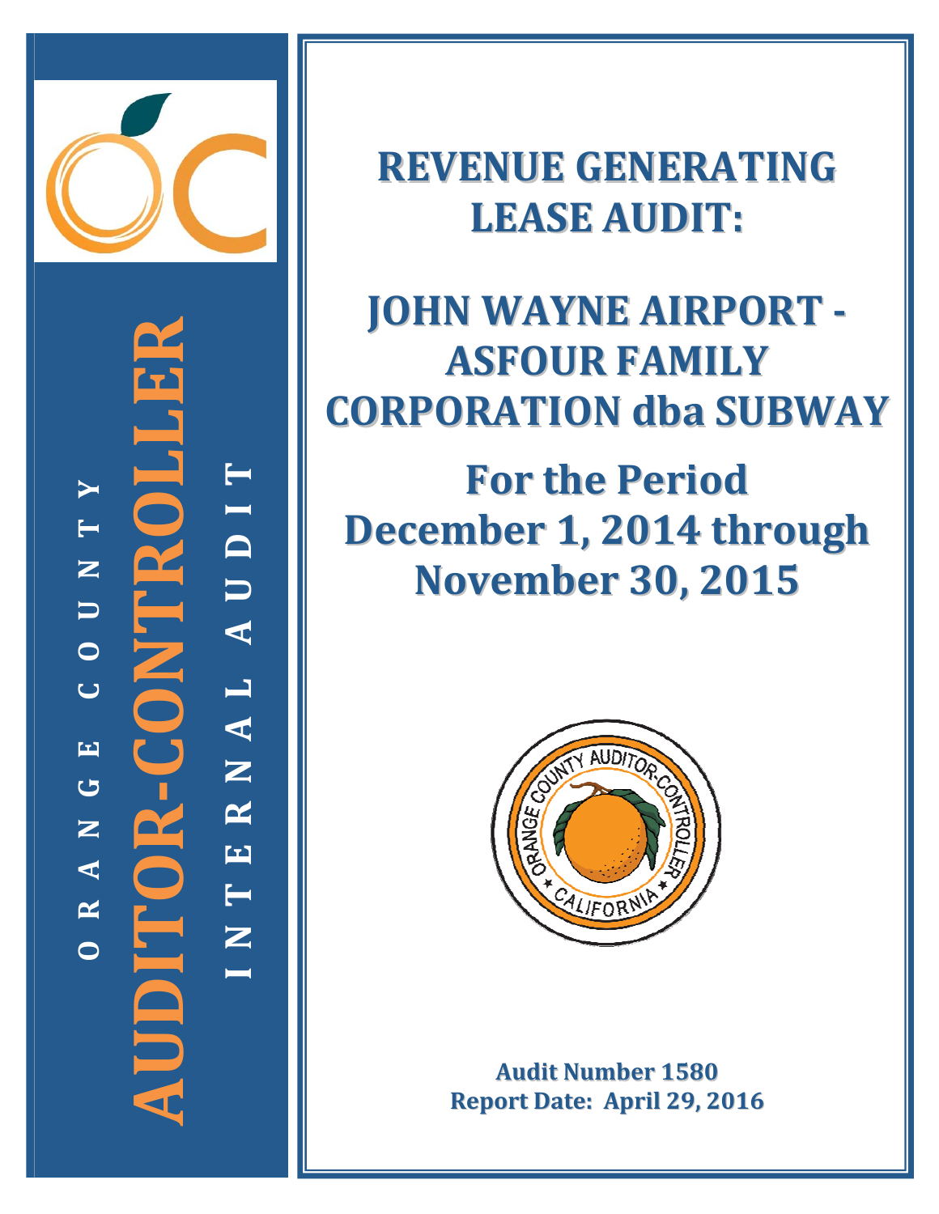ORANGE COUNTY

AUDITOR-CONTROLLER

INTERNAL AUDIT

# REVENUE GENERATING LEASE AUDIT:

# JOHN WAYNE AIRPORT - ASFOUR FAMILY CORPORATION dba SUBWAY

## For the Period December 1, 2014 through November 30, 2015

**Audit Number 1580**
**Report Date: April 29, 2016**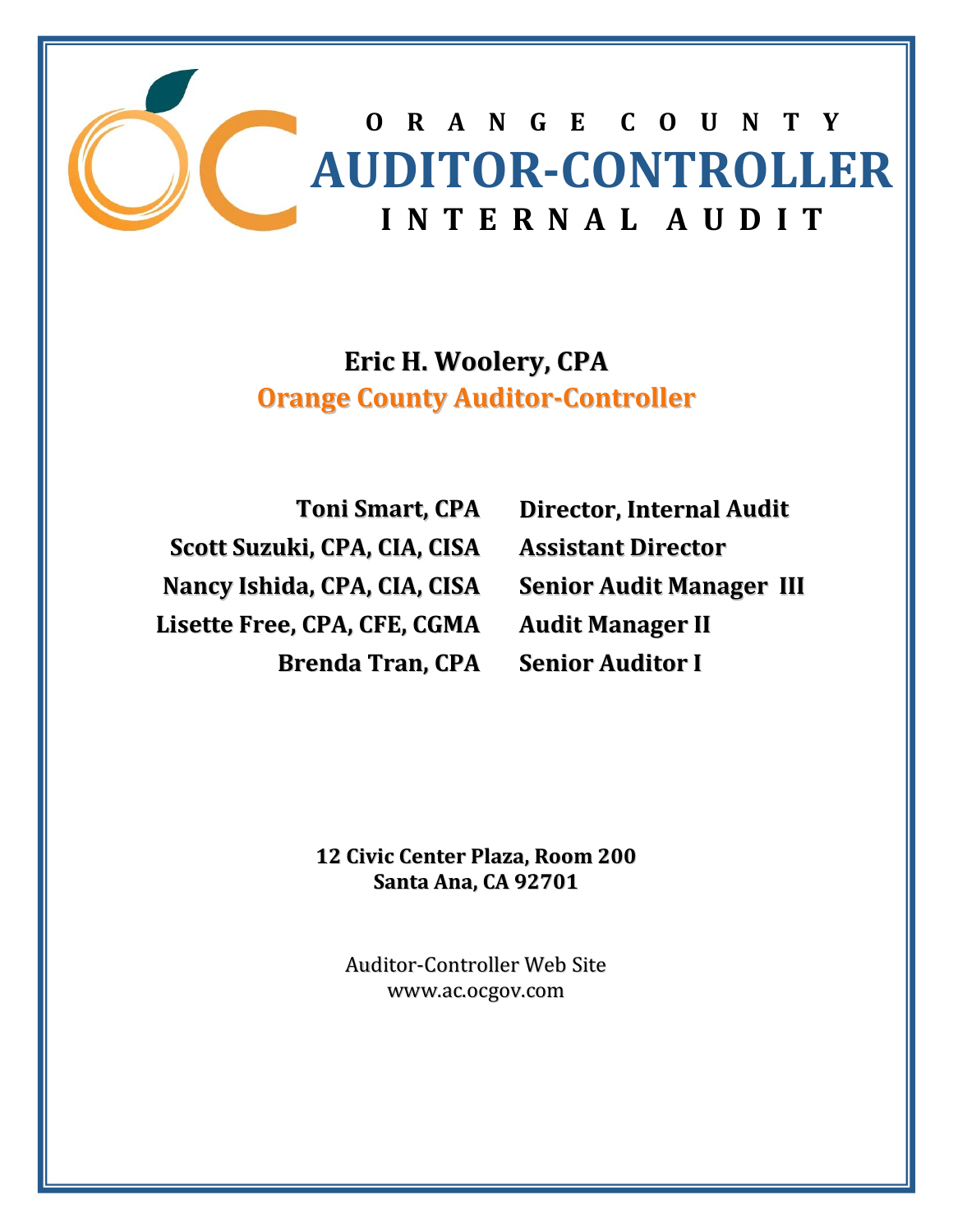# ORANGE COUNTY
# AUDITOR-CONTROLLER
## INTERNAL AUDIT

**Eric H. Woolery, CPA**
**Orange County Auditor-Controller**

| | |
|---|---|
| **Toni Smart, CPA** | **Director, Internal Audit** |
| **Scott Suzuki, CPA, CIA, CISA** | **Assistant Director** |
| **Nancy Ishida, CPA, CIA, CISA** | **Senior Audit Manager III** |
| **Lisette Free, CPA, CFE, CGMA** | **Audit Manager II** |
| **Brenda Tran, CPA** | **Senior Auditor I** |

**12 Civic Center Plaza, Room 200**
**Santa Ana, CA 92701**

Auditor-Controller Web Site
www.ac.ocgov.com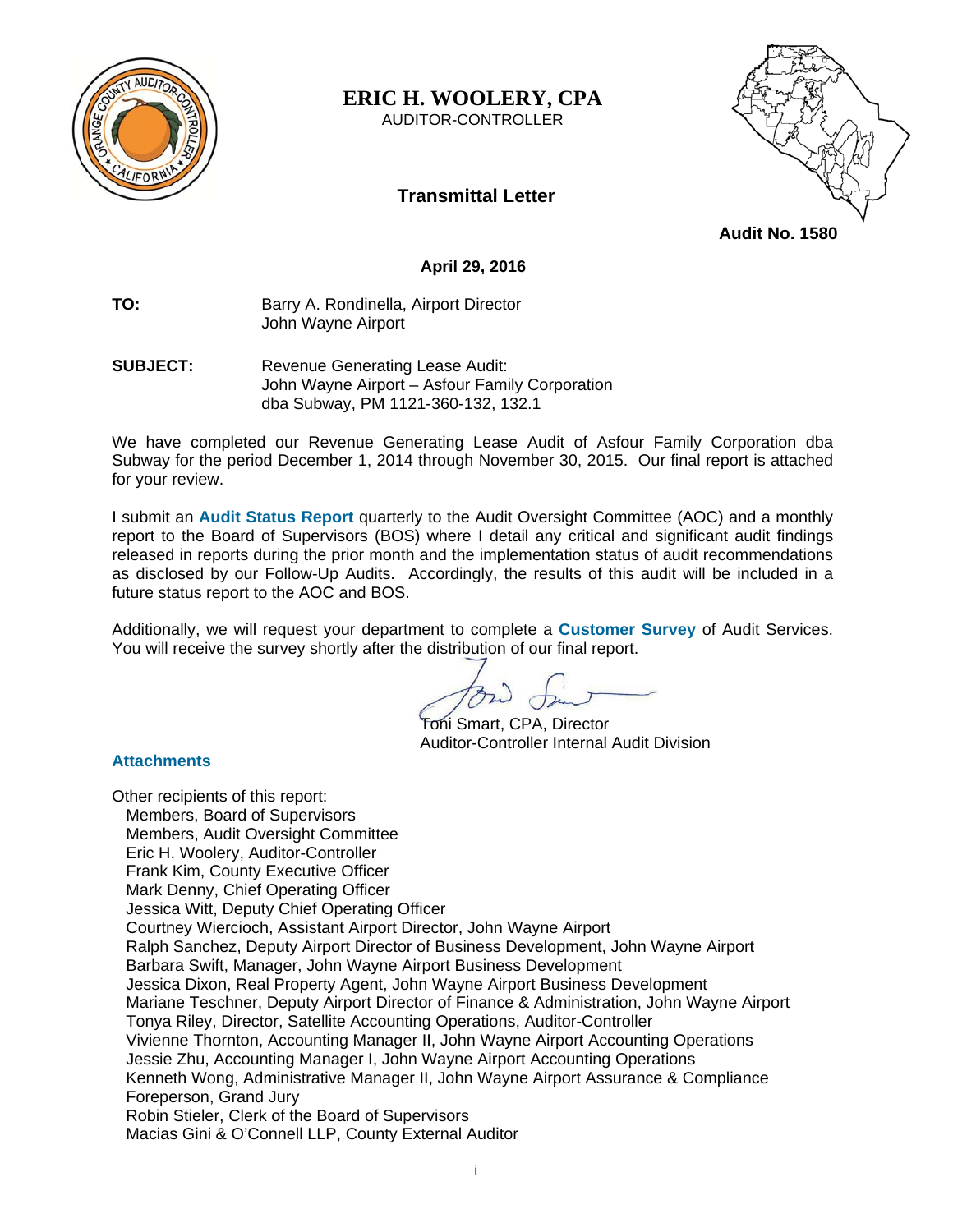# ERIC H. WOOLERY, CPA

AUDITOR-CONTROLLER

## Transmittal Letter

**Audit No. 1580**

**April 29, 2016**

**TO:** Barry A. Rondinella, Airport Director
John Wayne Airport

**SUBJECT:** Revenue Generating Lease Audit:
John Wayne Airport – Asfour Family Corporation
dba Subway, PM 1121-360-132, 132.1

We have completed our Revenue Generating Lease Audit of Asfour Family Corporation dba Subway for the period December 1, 2014 through November 30, 2015. Our final report is attached for your review.

I submit an **Audit Status Report** quarterly to the Audit Oversight Committee (AOC) and a monthly report to the Board of Supervisors (BOS) where I detail any critical and significant audit findings released in reports during the prior month and the implementation status of audit recommendations as disclosed by our Follow-Up Audits. Accordingly, the results of this audit will be included in a future status report to the AOC and BOS.

Additionally, we will request your department to complete a **Customer Survey** of Audit Services. You will receive the survey shortly after the distribution of our final report.

Toni Smart, CPA, Director
Auditor-Controller Internal Audit Division

**Attachments**

Other recipients of this report:
- Members, Board of Supervisors
- Members, Audit Oversight Committee
- Eric H. Woolery, Auditor-Controller
- Frank Kim, County Executive Officer
- Mark Denny, Chief Operating Officer
- Jessica Witt, Deputy Chief Operating Officer
- Courtney Wiercioch, Assistant Airport Director, John Wayne Airport
- Ralph Sanchez, Deputy Airport Director of Business Development, John Wayne Airport
- Barbara Swift, Manager, John Wayne Airport Business Development
- Jessica Dixon, Real Property Agent, John Wayne Airport Business Development
- Mariane Teschner, Deputy Airport Director of Finance & Administration, John Wayne Airport
- Tonya Riley, Director, Satellite Accounting Operations, Auditor-Controller
- Vivienne Thornton, Accounting Manager II, John Wayne Airport Accounting Operations
- Jessie Zhu, Accounting Manager I, John Wayne Airport Accounting Operations
- Kenneth Wong, Administrative Manager II, John Wayne Airport Assurance & Compliance
- Foreperson, Grand Jury
- Robin Stieler, Clerk of the Board of Supervisors
- Macias Gini & O'Connell LLP, County External Auditor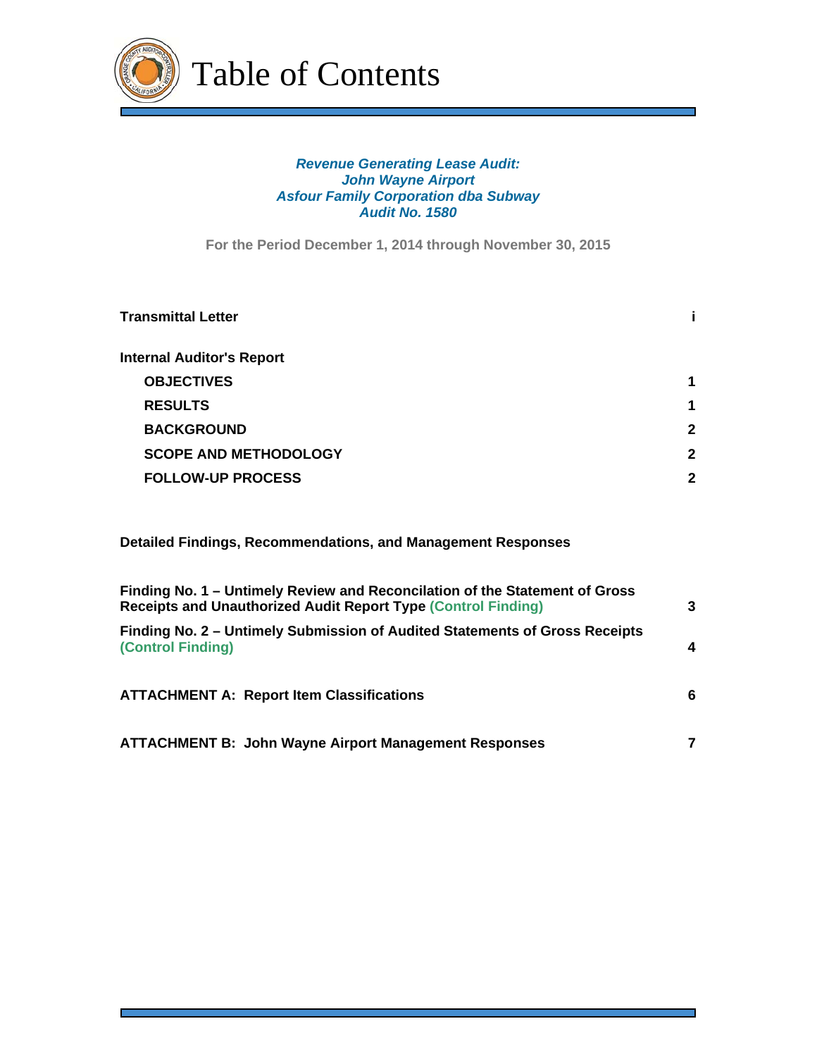# Table of Contents

***Revenue Generating Lease Audit:***
***John Wayne Airport***
***Asfour Family Corporation dba Subway***
***Audit No. 1580***

**For the Period December 1, 2014 through November 30, 2015**

| | |
|---|---|
| **Transmittal Letter** | **i** |
| **Internal Auditor's Report** | |
| **OBJECTIVES** | **1** |
| **RESULTS** | **1** |
| **BACKGROUND** | **2** |
| **SCOPE AND METHODOLOGY** | **2** |
| **FOLLOW-UP PROCESS** | **2** |

**Detailed Findings, Recommendations, and Management Responses**

| | |
|---|---|
| **Finding No. 1 – Untimely Review and Reconcilation of the Statement of Gross Receipts and Unauthorized Audit Report Type (Control Finding)** | **3** |
| **Finding No. 2 – Untimely Submission of Audited Statements of Gross Receipts (Control Finding)** | **4** |
| **ATTACHMENT A: Report Item Classifications** | **6** |
| **ATTACHMENT B: John Wayne Airport Management Responses** | **7** |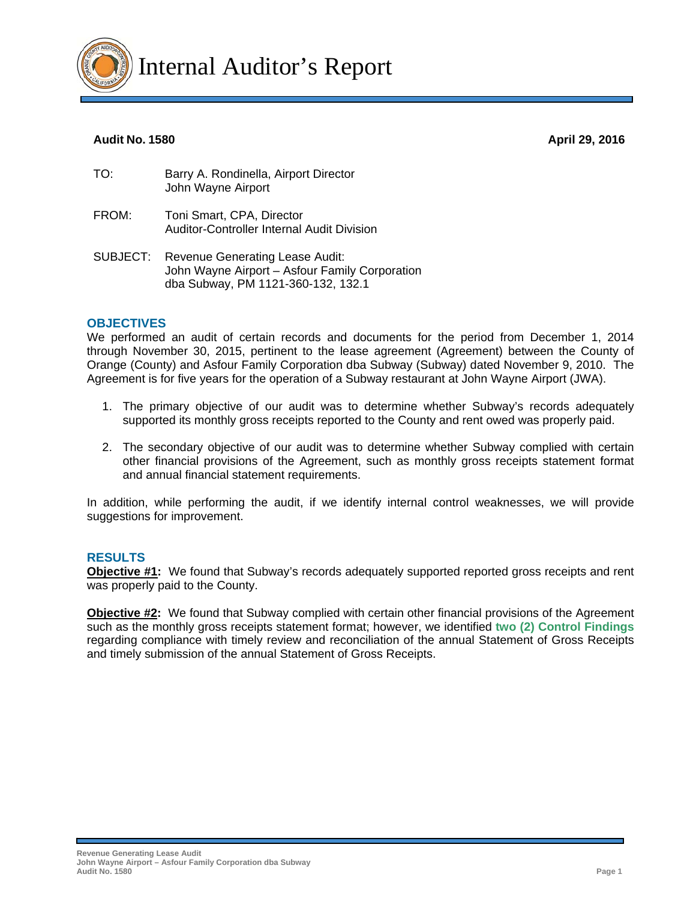# Internal Auditor's Report

**Audit No. 1580** **April 29, 2016**

TO: Barry A. Rondinella, Airport Director
John Wayne Airport

FROM: Toni Smart, CPA, Director
Auditor-Controller Internal Audit Division

SUBJECT: Revenue Generating Lease Audit:
John Wayne Airport – Asfour Family Corporation
dba Subway, PM 1121-360-132, 132.1

## OBJECTIVES

We performed an audit of certain records and documents for the period from December 1, 2014 through November 30, 2015, pertinent to the lease agreement (Agreement) between the County of Orange (County) and Asfour Family Corporation dba Subway (Subway) dated November 9, 2010. The Agreement is for five years for the operation of a Subway restaurant at John Wayne Airport (JWA).

1. The primary objective of our audit was to determine whether Subway's records adequately supported its monthly gross receipts reported to the County and rent owed was properly paid.

2. The secondary objective of our audit was to determine whether Subway complied with certain other financial provisions of the Agreement, such as monthly gross receipts statement format and annual financial statement requirements.

In addition, while performing the audit, if we identify internal control weaknesses, we will provide suggestions for improvement.

## RESULTS

**Objective #1:** We found that Subway's records adequately supported reported gross receipts and rent was properly paid to the County.

**Objective #2:** We found that Subway complied with certain other financial provisions of the Agreement such as the monthly gross receipts statement format; however, we identified **two (2) Control Findings** regarding compliance with timely review and reconciliation of the annual Statement of Gross Receipts and timely submission of the annual Statement of Gross Receipts.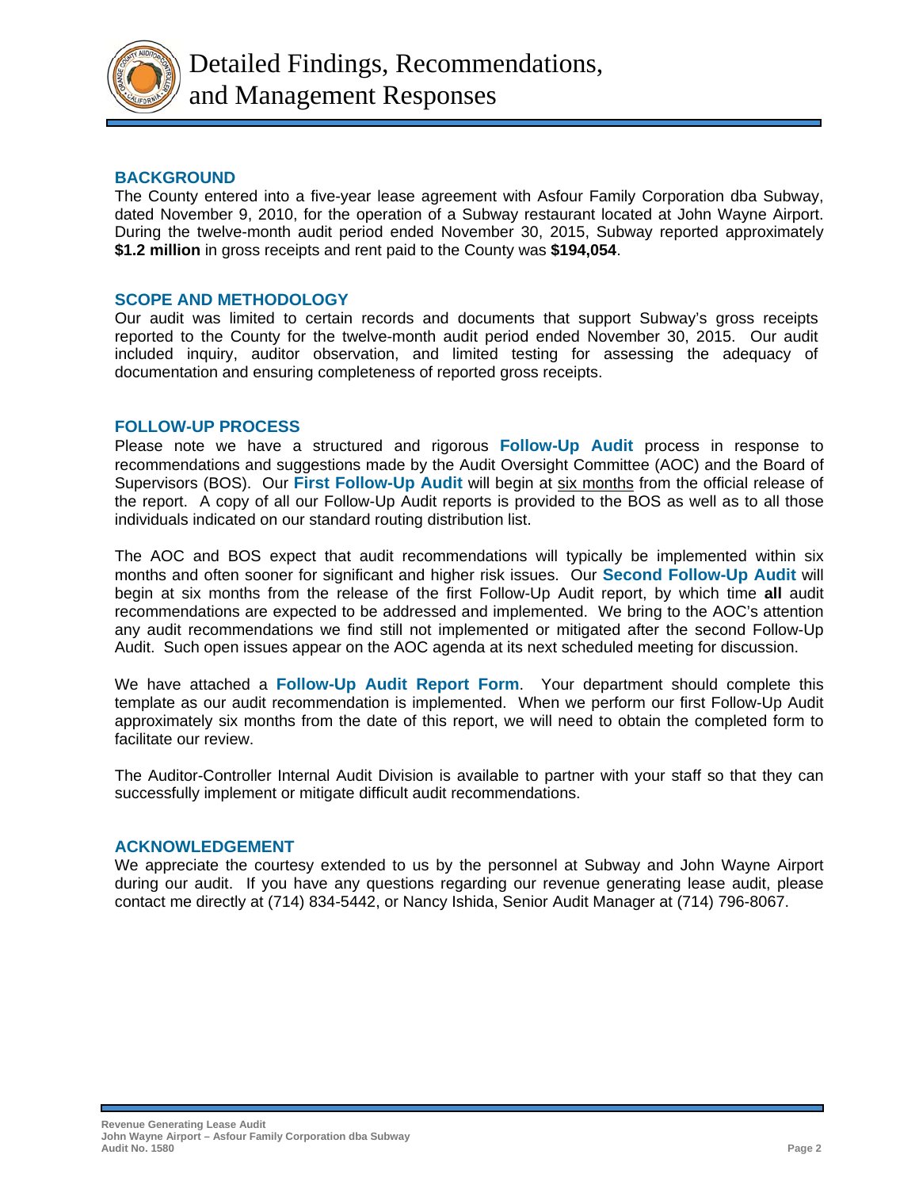# Detailed Findings, Recommendations, and Management Responses

## BACKGROUND

The County entered into a five-year lease agreement with Asfour Family Corporation dba Subway, dated November 9, 2010, for the operation of a Subway restaurant located at John Wayne Airport. During the twelve-month audit period ended November 30, 2015, Subway reported approximately **$1.2 million** in gross receipts and rent paid to the County was **$194,054**.

## SCOPE AND METHODOLOGY

Our audit was limited to certain records and documents that support Subway's gross receipts reported to the County for the twelve-month audit period ended November 30, 2015. Our audit included inquiry, auditor observation, and limited testing for assessing the adequacy of documentation and ensuring completeness of reported gross receipts.

## FOLLOW-UP PROCESS

Please note we have a structured and rigorous **Follow-Up Audit** process in response to recommendations and suggestions made by the Audit Oversight Committee (AOC) and the Board of Supervisors (BOS). Our **First Follow-Up Audit** will begin at six months from the official release of the report. A copy of all our Follow-Up Audit reports is provided to the BOS as well as to all those individuals indicated on our standard routing distribution list.

The AOC and BOS expect that audit recommendations will typically be implemented within six months and often sooner for significant and higher risk issues. Our **Second Follow-Up Audit** will begin at six months from the release of the first Follow-Up Audit report, by which time **all** audit recommendations are expected to be addressed and implemented. We bring to the AOC's attention any audit recommendations we find still not implemented or mitigated after the second Follow-Up Audit. Such open issues appear on the AOC agenda at its next scheduled meeting for discussion.

We have attached a **Follow-Up Audit Report Form**. Your department should complete this template as our audit recommendation is implemented. When we perform our first Follow-Up Audit approximately six months from the date of this report, we will need to obtain the completed form to facilitate our review.

The Auditor-Controller Internal Audit Division is available to partner with your staff so that they can successfully implement or mitigate difficult audit recommendations.

## ACKNOWLEDGEMENT

We appreciate the courtesy extended to us by the personnel at Subway and John Wayne Airport during our audit. If you have any questions regarding our revenue generating lease audit, please contact me directly at (714) 834-5442, or Nancy Ishida, Senior Audit Manager at (714) 796-8067.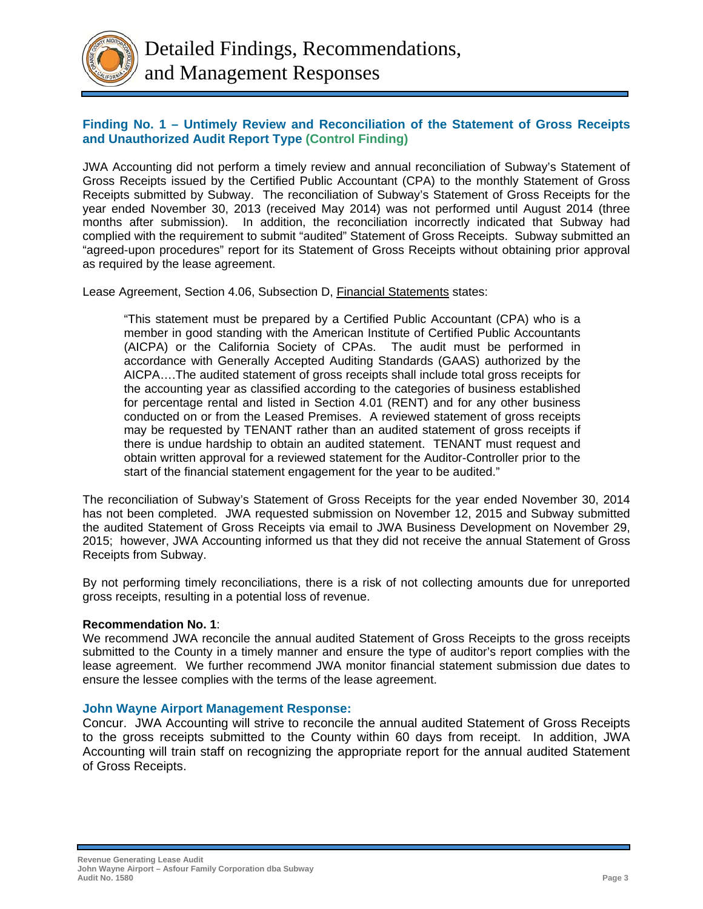# Detailed Findings, Recommendations, and Management Responses

### Finding No. 1 – Untimely Review and Reconciliation of the Statement of Gross Receipts and Unauthorized Audit Report Type (Control Finding)

JWA Accounting did not perform a timely review and annual reconciliation of Subway's Statement of Gross Receipts issued by the Certified Public Accountant (CPA) to the monthly Statement of Gross Receipts submitted by Subway. The reconciliation of Subway's Statement of Gross Receipts for the year ended November 30, 2013 (received May 2014) was not performed until August 2014 (three months after submission). In addition, the reconciliation incorrectly indicated that Subway had complied with the requirement to submit "audited" Statement of Gross Receipts. Subway submitted an "agreed-upon procedures" report for its Statement of Gross Receipts without obtaining prior approval as required by the lease agreement.

Lease Agreement, Section 4.06, Subsection D, Financial Statements states:

> "This statement must be prepared by a Certified Public Accountant (CPA) who is a member in good standing with the American Institute of Certified Public Accountants (AICPA) or the California Society of CPAs. The audit must be performed in accordance with Generally Accepted Auditing Standards (GAAS) authorized by the AICPA….The audited statement of gross receipts shall include total gross receipts for the accounting year as classified according to the categories of business established for percentage rental and listed in Section 4.01 (RENT) and for any other business conducted on or from the Leased Premises. A reviewed statement of gross receipts may be requested by TENANT rather than an audited statement of gross receipts if there is undue hardship to obtain an audited statement. TENANT must request and obtain written approval for a reviewed statement for the Auditor-Controller prior to the start of the financial statement engagement for the year to be audited."

The reconciliation of Subway's Statement of Gross Receipts for the year ended November 30, 2014 has not been completed. JWA requested submission on November 12, 2015 and Subway submitted the audited Statement of Gross Receipts via email to JWA Business Development on November 29, 2015; however, JWA Accounting informed us that they did not receive the annual Statement of Gross Receipts from Subway.

By not performing timely reconciliations, there is a risk of not collecting amounts due for unreported gross receipts, resulting in a potential loss of revenue.

**Recommendation No. 1**:
We recommend JWA reconcile the annual audited Statement of Gross Receipts to the gross receipts submitted to the County in a timely manner and ensure the type of auditor's report complies with the lease agreement. We further recommend JWA monitor financial statement submission due dates to ensure the lessee complies with the terms of the lease agreement.

**John Wayne Airport Management Response:**
Concur. JWA Accounting will strive to reconcile the annual audited Statement of Gross Receipts to the gross receipts submitted to the County within 60 days from receipt. In addition, JWA Accounting will train staff on recognizing the appropriate report for the annual audited Statement of Gross Receipts.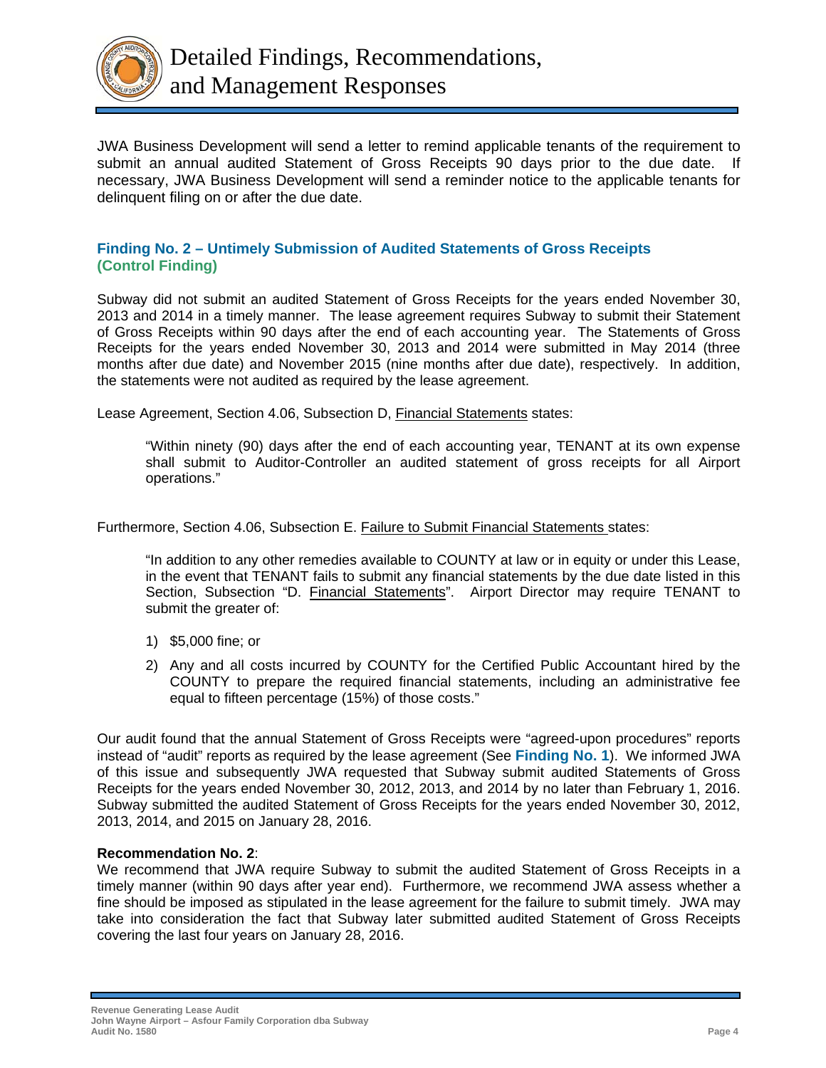JWA Business Development will send a letter to remind applicable tenants of the requirement to submit an annual audited Statement of Gross Receipts 90 days prior to the due date. If necessary, JWA Business Development will send a reminder notice to the applicable tenants for delinquent filing on or after the due date.

### Finding No. 2 – Untimely Submission of Audited Statements of Gross Receipts (Control Finding)

Subway did not submit an audited Statement of Gross Receipts for the years ended November 30, 2013 and 2014 in a timely manner. The lease agreement requires Subway to submit their Statement of Gross Receipts within 90 days after the end of each accounting year. The Statements of Gross Receipts for the years ended November 30, 2013 and 2014 were submitted in May 2014 (three months after due date) and November 2015 (nine months after due date), respectively. In addition, the statements were not audited as required by the lease agreement.

Lease Agreement, Section 4.06, Subsection D, Financial Statements states:

> "Within ninety (90) days after the end of each accounting year, TENANT at its own expense shall submit to Auditor-Controller an audited statement of gross receipts for all Airport operations."

Furthermore, Section 4.06, Subsection E. Failure to Submit Financial Statements states:

> "In addition to any other remedies available to COUNTY at law or in equity or under this Lease, in the event that TENANT fails to submit any financial statements by the due date listed in this Section, Subsection "D. Financial Statements". Airport Director may require TENANT to submit the greater of:
>
> 1) $5,000 fine; or
> 2) Any and all costs incurred by COUNTY for the Certified Public Accountant hired by the COUNTY to prepare the required financial statements, including an administrative fee equal to fifteen percentage (15%) of those costs."

Our audit found that the annual Statement of Gross Receipts were "agreed-upon procedures" reports instead of "audit" reports as required by the lease agreement (See **Finding No. 1**). We informed JWA of this issue and subsequently JWA requested that Subway submit audited Statements of Gross Receipts for the years ended November 30, 2012, 2013, and 2014 by no later than February 1, 2016. Subway submitted the audited Statement of Gross Receipts for the years ended November 30, 2012, 2013, 2014, and 2015 on January 28, 2016.

**Recommendation No. 2**:
We recommend that JWA require Subway to submit the audited Statement of Gross Receipts in a timely manner (within 90 days after year end). Furthermore, we recommend JWA assess whether a fine should be imposed as stipulated in the lease agreement for the failure to submit timely. JWA may take into consideration the fact that Subway later submitted audited Statement of Gross Receipts covering the last four years on January 28, 2016.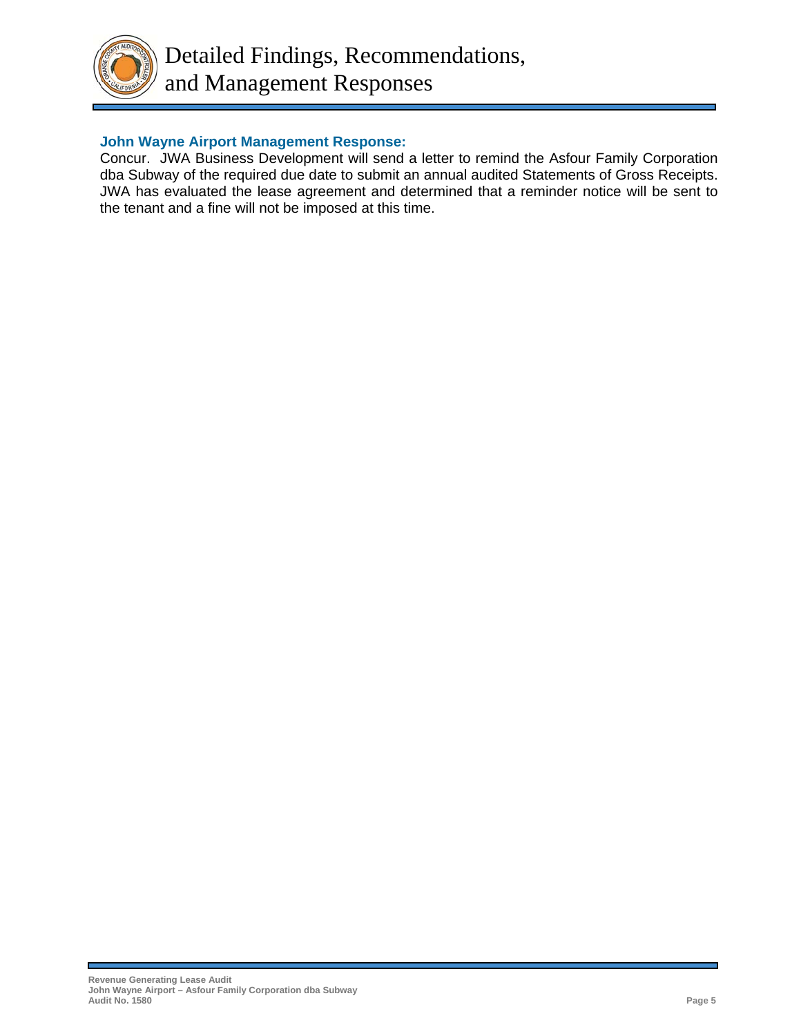**John Wayne Airport Management Response:**

Concur. JWA Business Development will send a letter to remind the Asfour Family Corporation dba Subway of the required due date to submit an annual audited Statements of Gross Receipts. JWA has evaluated the lease agreement and determined that a reminder notice will be sent to the tenant and a fine will not be imposed at this time.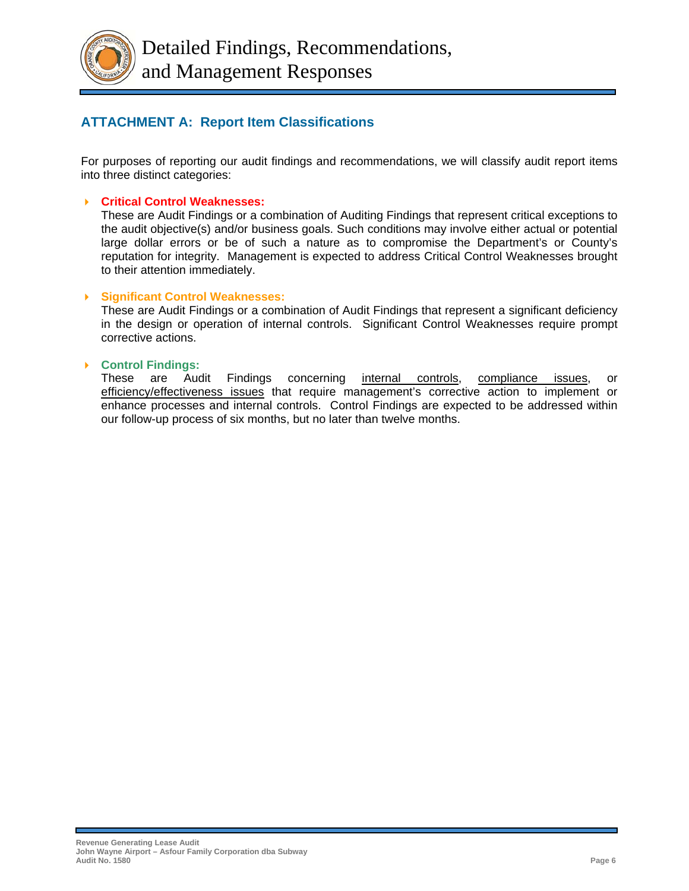# Detailed Findings, Recommendations, and Management Responses

## ATTACHMENT A: Report Item Classifications

For purposes of reporting our audit findings and recommendations, we will classify audit report items into three distinct categories:

- **Critical Control Weaknesses:**
  These are Audit Findings or a combination of Auditing Findings that represent critical exceptions to the audit objective(s) and/or business goals. Such conditions may involve either actual or potential large dollar errors or be of such a nature as to compromise the Department's or County's reputation for integrity. Management is expected to address Critical Control Weaknesses brought to their attention immediately.

- **Significant Control Weaknesses:**
  These are Audit Findings or a combination of Audit Findings that represent a significant deficiency in the design or operation of internal controls. Significant Control Weaknesses require prompt corrective actions.

- **Control Findings:**
  These are Audit Findings concerning internal controls, compliance issues, or efficiency/effectiveness issues that require management's corrective action to implement or enhance processes and internal controls. Control Findings are expected to be addressed within our follow-up process of six months, but no later than twelve months.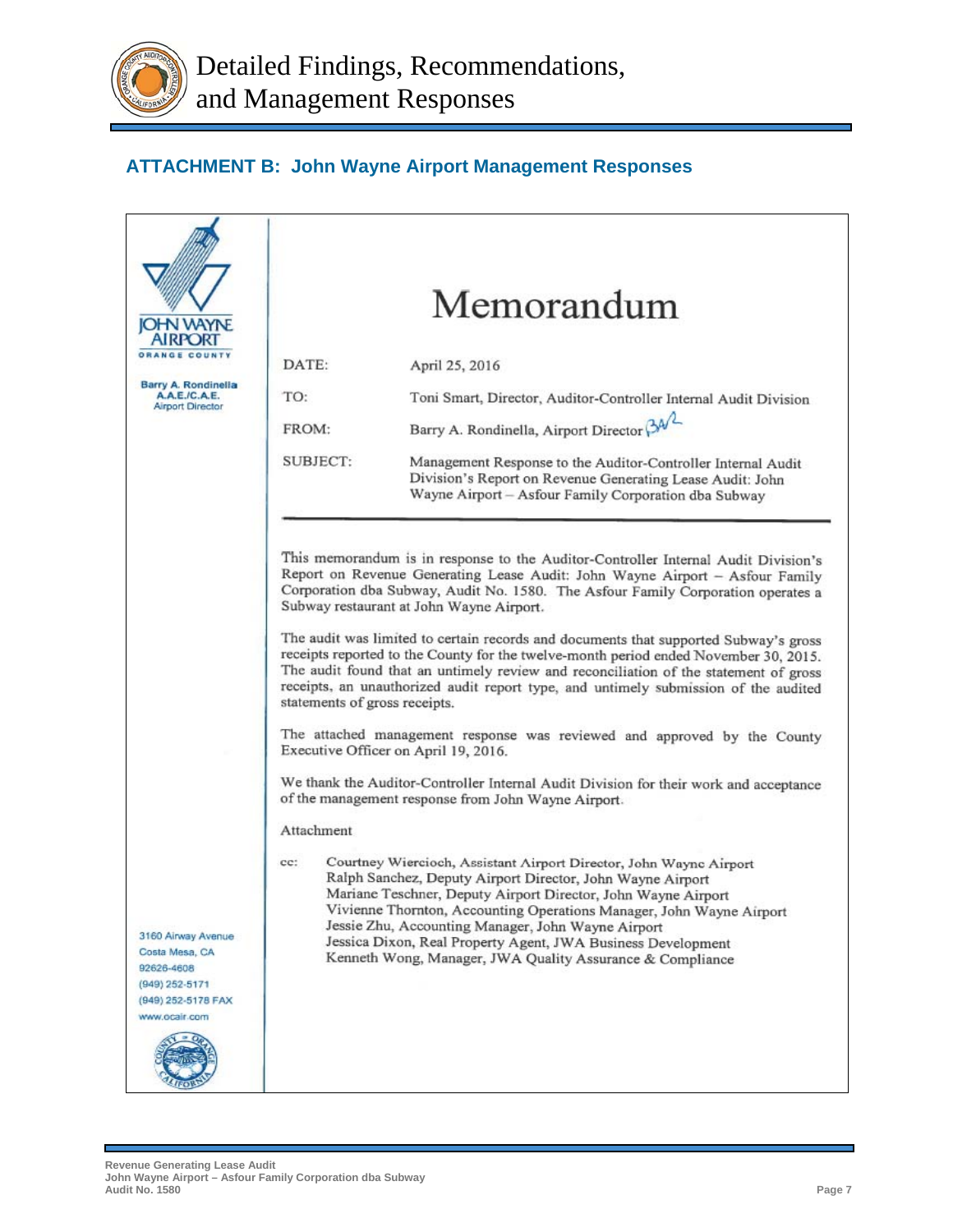# Detailed Findings, Recommendations, and Management Responses

## ATTACHMENT B: John Wayne Airport Management Responses

JOHN WAYNE AIRPORT
ORANGE COUNTY

**Barry A. Rondinella**
**A.A.E./C.A.E.**
Airport Director

# Memorandum

DATE: April 25, 2016

TO: Toni Smart, Director, Auditor-Controller Internal Audit Division

FROM: Barry A. Rondinella, Airport Director

SUBJECT: Management Response to the Auditor-Controller Internal Audit Division's Report on Revenue Generating Lease Audit: John Wayne Airport – Asfour Family Corporation dba Subway

---

This memorandum is in response to the Auditor-Controller Internal Audit Division's Report on Revenue Generating Lease Audit: John Wayne Airport – Asfour Family Corporation dba Subway, Audit No. 1580. The Asfour Family Corporation operates a Subway restaurant at John Wayne Airport.

The audit was limited to certain records and documents that supported Subway's gross receipts reported to the County for the twelve-month period ended November 30, 2015. The audit found that an untimely review and reconciliation of the statement of gross receipts, an unauthorized audit report type, and untimely submission of the audited statements of gross receipts.

The attached management response was reviewed and approved by the County Executive Officer on April 19, 2016.

We thank the Auditor-Controller Internal Audit Division for their work and acceptance of the management response from John Wayne Airport.

Attachment

cc: Courtney Wiercioch, Assistant Airport Director, John Wayne Airport
Ralph Sanchez, Deputy Airport Director, John Wayne Airport
Mariane Teschner, Deputy Airport Director, John Wayne Airport
Vivienne Thornton, Accounting Operations Manager, John Wayne Airport
Jessie Zhu, Accounting Manager, John Wayne Airport
Jessica Dixon, Real Property Agent, JWA Business Development
Kenneth Wong, Manager, JWA Quality Assurance & Compliance

3160 Airway Avenue
Costa Mesa, CA
92626-4608
(949) 252-5171
(949) 252-5178 FAX
www.ocair.com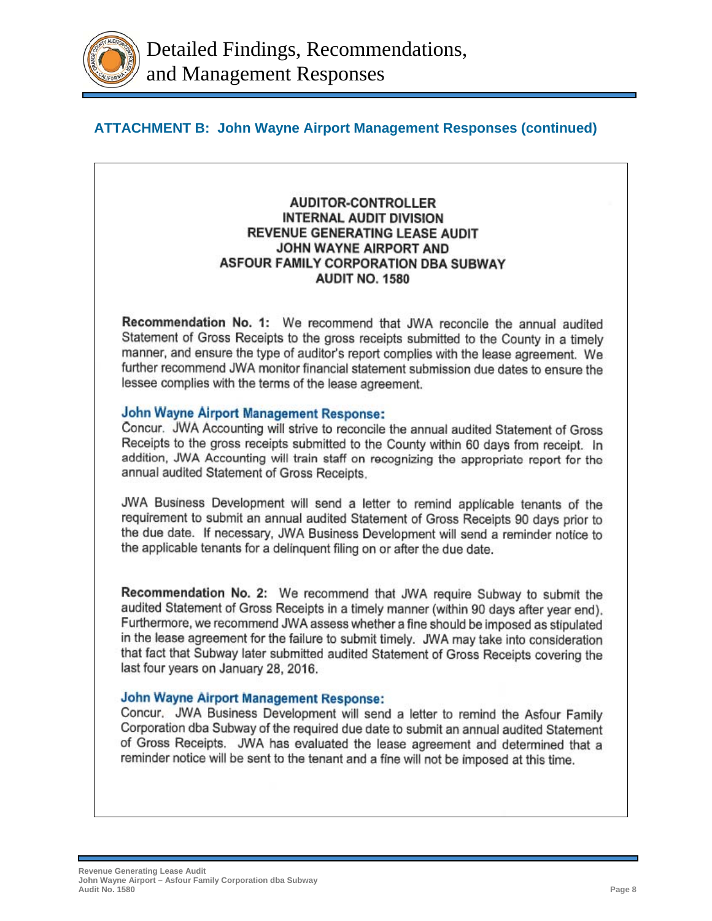# Detailed Findings, Recommendations, and Management Responses

## ATTACHMENT B: John Wayne Airport Management Responses (continued)

**AUDITOR-CONTROLLER**
**INTERNAL AUDIT DIVISION**
**REVENUE GENERATING LEASE AUDIT**
**JOHN WAYNE AIRPORT AND**
**ASFOUR FAMILY CORPORATION DBA SUBWAY**
**AUDIT NO. 1580**

**Recommendation No. 1:** We recommend that JWA reconcile the annual audited Statement of Gross Receipts to the gross receipts submitted to the County in a timely manner, and ensure the type of auditor's report complies with the lease agreement. We further recommend JWA monitor financial statement submission due dates to ensure the lessee complies with the terms of the lease agreement.

**John Wayne Airport Management Response:**
Concur. JWA Accounting will strive to reconcile the annual audited Statement of Gross Receipts to the gross receipts submitted to the County within 60 days from receipt. In addition, JWA Accounting will train staff on recognizing the appropriate report for the annual audited Statement of Gross Receipts.

JWA Business Development will send a letter to remind applicable tenants of the requirement to submit an annual audited Statement of Gross Receipts 90 days prior to the due date. If necessary, JWA Business Development will send a reminder notice to the applicable tenants for a delinquent filing on or after the due date.

**Recommendation No. 2:** We recommend that JWA require Subway to submit the audited Statement of Gross Receipts in a timely manner (within 90 days after year end). Furthermore, we recommend JWA assess whether a fine should be imposed as stipulated in the lease agreement for the failure to submit timely. JWA may take into consideration that fact that Subway later submitted audited Statement of Gross Receipts covering the last four years on January 28, 2016.

**John Wayne Airport Management Response:**
Concur. JWA Business Development will send a letter to remind the Asfour Family Corporation dba Subway of the required due date to submit an annual audited Statement of Gross Receipts. JWA has evaluated the lease agreement and determined that a reminder notice will be sent to the tenant and a fine will not be imposed at this time.